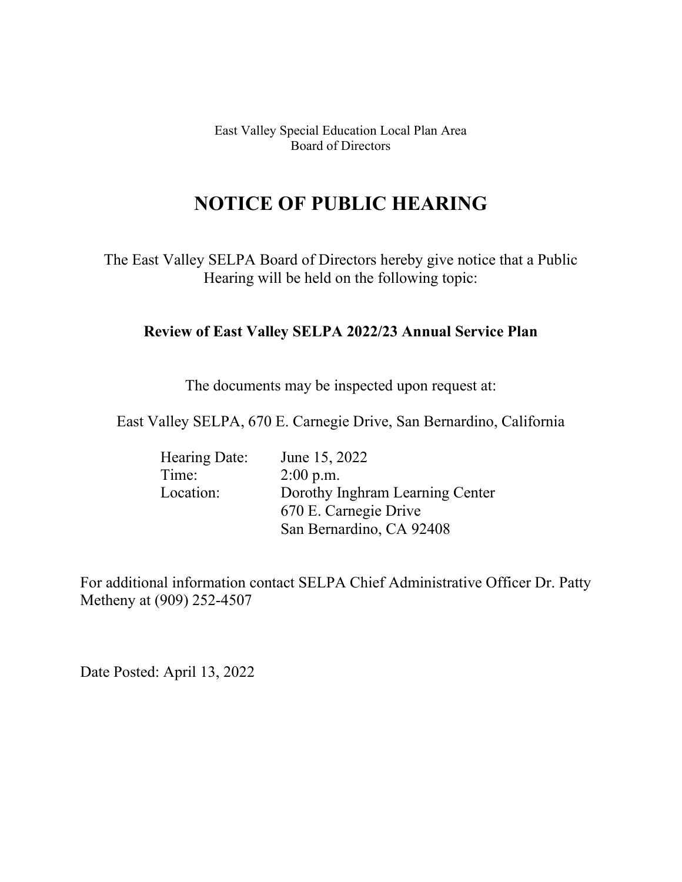East Valley Special Education Local Plan Area
Board of Directors

# NOTICE OF PUBLIC HEARING

The East Valley SELPA Board of Directors hereby give notice that a Public Hearing will be held on the following topic:

**Review of East Valley SELPA 2022/23 Annual Service Plan**

The documents may be inspected upon request at:

East Valley SELPA, 670 E. Carnegie Drive, San Bernardino, California

| | |
|---|---|
| Hearing Date: | June 15, 2022 |
| Time: | 2:00 p.m. |
| Location: | Dorothy Inghram Learning Center<br>670 E. Carnegie Drive<br>San Bernardino, CA 92408 |

For additional information contact SELPA Chief Administrative Officer Dr. Patty Metheny at (909) 252-4507

Date Posted: April 13, 2022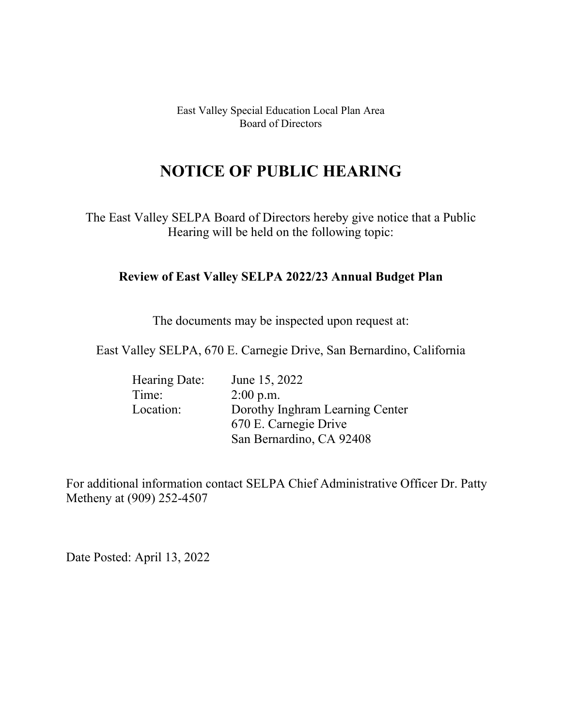East Valley Special Education Local Plan Area
Board of Directors

# NOTICE OF PUBLIC HEARING

The East Valley SELPA Board of Directors hereby give notice that a Public Hearing will be held on the following topic:

**Review of East Valley SELPA 2022/23 Annual Budget Plan**

The documents may be inspected upon request at:

East Valley SELPA, 670 E. Carnegie Drive, San Bernardino, California

| | |
|---|---|
| Hearing Date: | June 15, 2022 |
| Time: | 2:00 p.m. |
| Location: | Dorothy Inghram Learning Center<br>670 E. Carnegie Drive<br>San Bernardino, CA 92408 |

For additional information contact SELPA Chief Administrative Officer Dr. Patty Metheny at (909) 252-4507

Date Posted: April 13, 2022